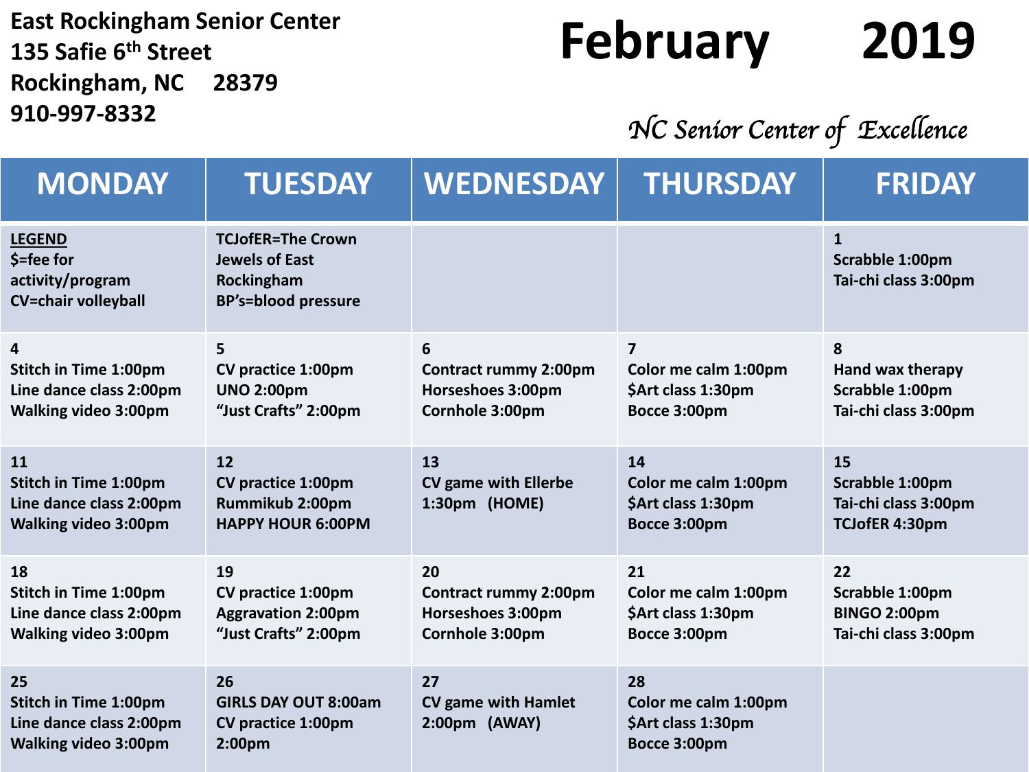**East Rockingham Senior Center**
**135 Safie 6th Street**
**Rockingham, NC 28379**
**910-997-8332**

# February 2019

*NC Senior Center of Excellence*

| MONDAY | TUESDAY | WEDNESDAY | THURSDAY | FRIDAY |
|---|---|---|---|---|
| LEGEND<br>$=fee for activity/program<br>CV=chair volleyball | TCJofER=The Crown Jewels of East Rockingham<br>BP's=blood pressure | | | 1<br>Scrabble 1:00pm<br>Tai-chi class 3:00pm |
| 4<br>Stitch in Time 1:00pm<br>Line dance class 2:00pm<br>Walking video 3:00pm | 5<br>CV practice 1:00pm<br>UNO 2:00pm<br>"Just Crafts" 2:00pm | 6<br>Contract rummy 2:00pm<br>Horseshoes 3:00pm<br>Cornhole 3:00pm | 7<br>Color me calm 1:00pm<br>$Art class 1:30pm<br>Bocce 3:00pm | 8<br>Hand wax therapy<br>Scrabble 1:00pm<br>Tai-chi class 3:00pm |
| 11<br>Stitch in Time 1:00pm<br>Line dance class 2:00pm<br>Walking video 3:00pm | 12<br>CV practice 1:00pm<br>Rummikub 2:00pm<br>HAPPY HOUR 6:00PM | 13<br>CV game with Ellerbe 1:30pm (HOME) | 14<br>Color me calm 1:00pm<br>$Art class 1:30pm<br>Bocce 3:00pm | 15<br>Scrabble 1:00pm<br>Tai-chi class 3:00pm<br>TCJofER 4:30pm |
| 18<br>Stitch in Time 1:00pm<br>Line dance class 2:00pm<br>Walking video 3:00pm | 19<br>CV practice 1:00pm<br>Aggravation 2:00pm<br>"Just Crafts" 2:00pm | 20<br>Contract rummy 2:00pm<br>Horseshoes 3:00pm<br>Cornhole 3:00pm | 21<br>Color me calm 1:00pm<br>$Art class 1:30pm<br>Bocce 3:00pm | 22<br>Scrabble 1:00pm<br>BINGO 2:00pm<br>Tai-chi class 3:00pm |
| 25<br>Stitch in Time 1:00pm<br>Line dance class 2:00pm<br>Walking video 3:00pm | 26<br>GIRLS DAY OUT 8:00am<br>CV practice 1:00pm<br>2:00pm | 27<br>CV game with Hamlet 2:00pm (AWAY) | 28<br>Color me calm 1:00pm<br>$Art class 1:30pm<br>Bocce 3:00pm | |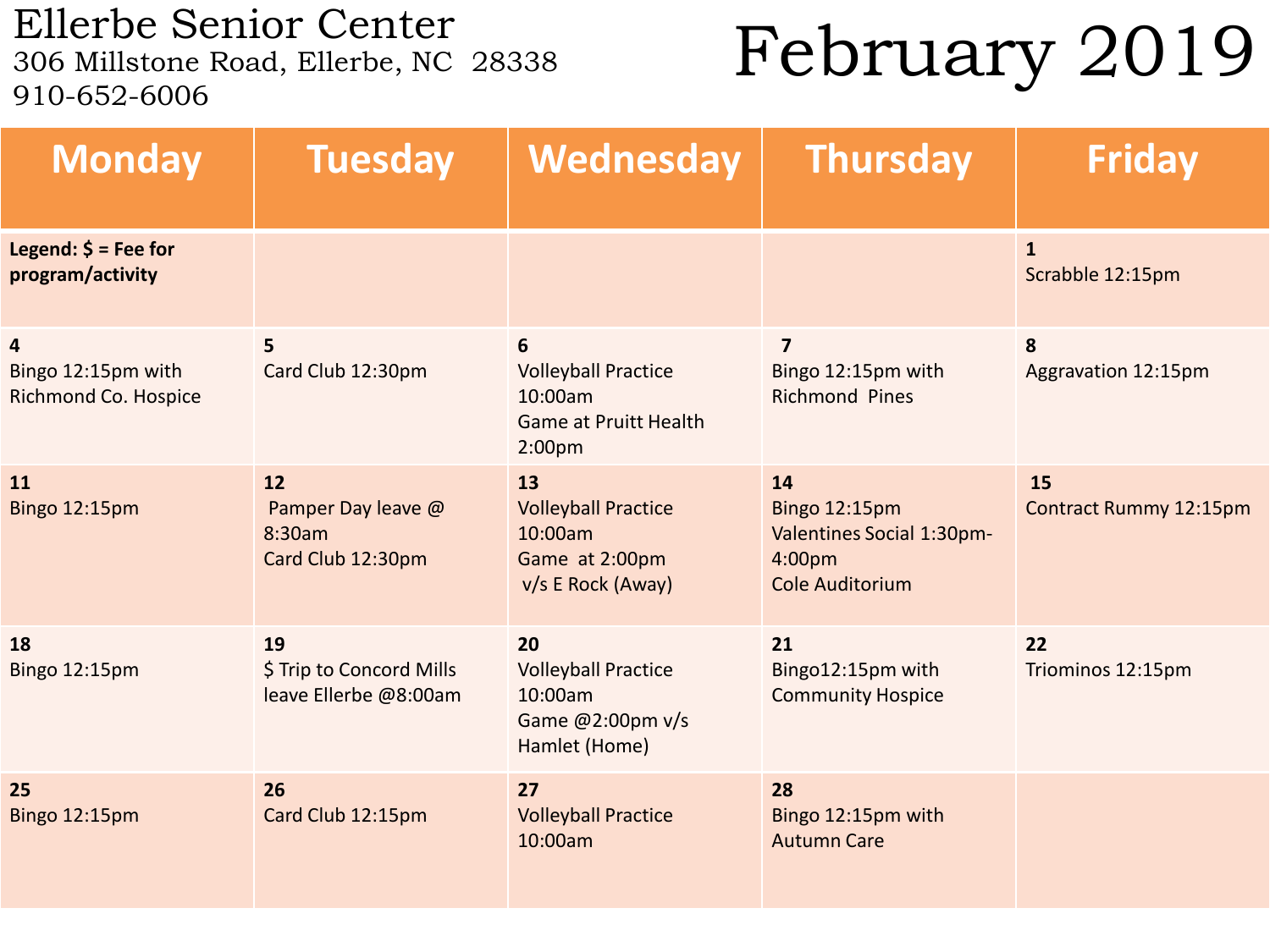# Ellerbe Senior Center

306 Millstone Road, Ellerbe, NC 28338
910-652-6006

# February 2019

| Monday | Tuesday | Wednesday | Thursday | Friday |
|---|---|---|---|---|
| **Legend: $ = Fee for program/activity** | | | | **1** Scrabble 12:15pm |
| **4** Bingo 12:15pm with Richmond Co. Hospice | **5** Card Club 12:30pm | **6** Volleyball Practice 10:00am Game at Pruitt Health 2:00pm | **7** Bingo 12:15pm with Richmond Pines | **8** Aggravation 12:15pm |
| **11** Bingo 12:15pm | **12** Pamper Day leave @ 8:30am Card Club 12:30pm | **13** Volleyball Practice 10:00am Game at 2:00pm v/s E Rock (Away) | **14** Bingo 12:15pm Valentines Social 1:30pm-4:00pm Cole Auditorium | **15** Contract Rummy 12:15pm |
| **18** Bingo 12:15pm | **19** $ Trip to Concord Mills leave Ellerbe @8:00am | **20** Volleyball Practice 10:00am Game @2:00pm v/s Hamlet (Home) | **21** Bingo12:15pm with Community Hospice | **22** Triominos 12:15pm |
| **25** Bingo 12:15pm | **26** Card Club 12:15pm | **27** Volleyball Practice 10:00am | **28** Bingo 12:15pm with Autumn Care | |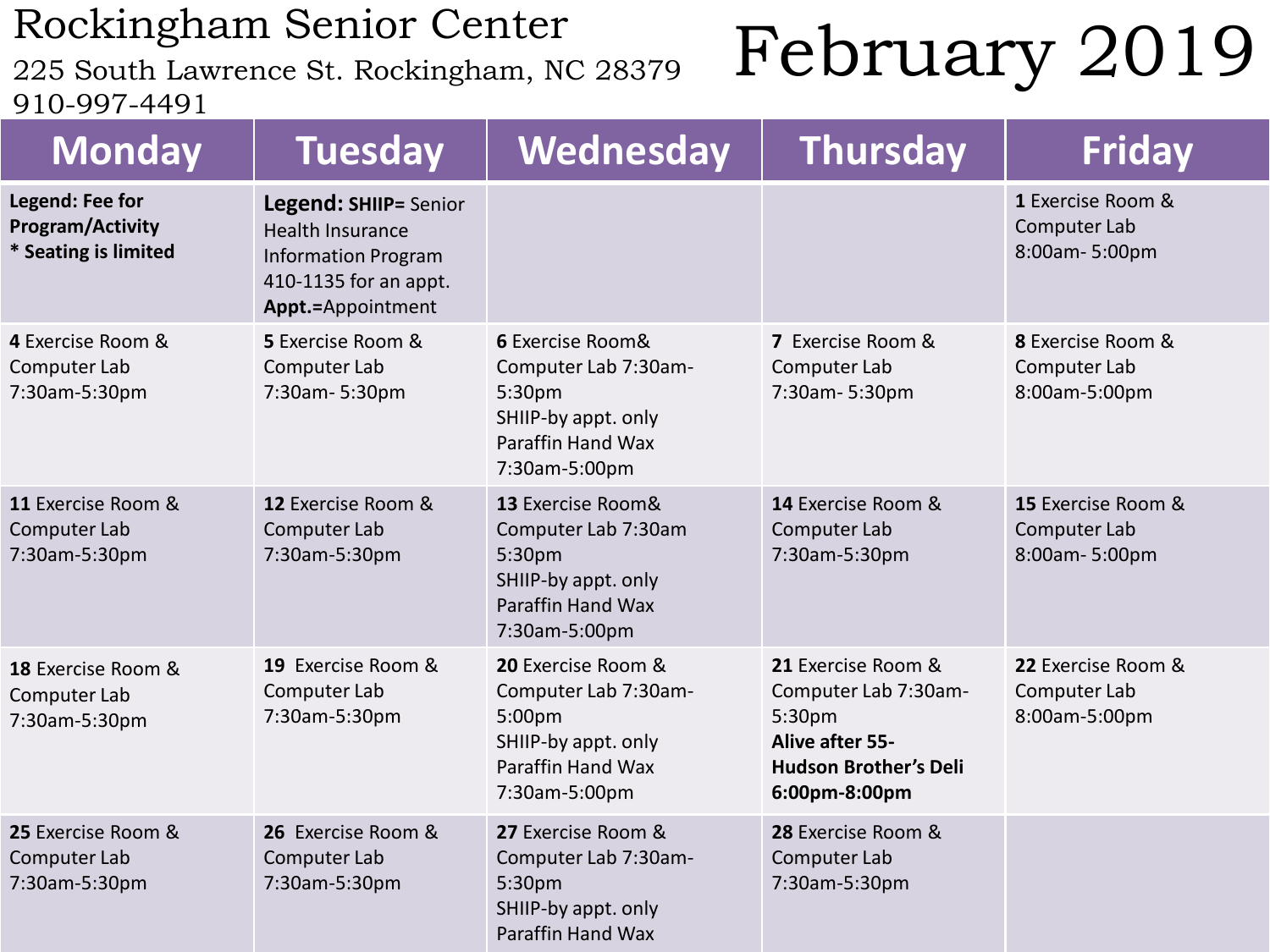# Rockingham Senior Center

225 South Lawrence St. Rockingham, NC 28379
910-997-4491

# February 2019

| Monday | Tuesday | Wednesday | Thursday | Friday |
|---|---|---|---|---|
| **Legend: Fee for Program/Activity**<br>*** Seating is limited** | **Legend: SHIIP=** Senior Health Insurance Information Program 410-1135 for an appt.<br>**Appt.**=Appointment | | | **1** Exercise Room & Computer Lab 8:00am- 5:00pm |
| **4** Exercise Room & Computer Lab 7:30am-5:30pm | **5** Exercise Room & Computer Lab 7:30am- 5:30pm | **6** Exercise Room& Computer Lab 7:30am- 5:30pm<br>SHIIP-by appt. only<br>Paraffin Hand Wax 7:30am-5:00pm | **7** Exercise Room & Computer Lab 7:30am- 5:30pm | **8** Exercise Room & Computer Lab 8:00am-5:00pm |
| **11** Exercise Room & Computer Lab 7:30am-5:30pm | **12** Exercise Room & Computer Lab 7:30am-5:30pm | **13** Exercise Room& Computer Lab 7:30am 5:30pm<br>SHIIP-by appt. only<br>Paraffin Hand Wax 7:30am-5:00pm | **14** Exercise Room & Computer Lab 7:30am-5:30pm | **15** Exercise Room & Computer Lab 8:00am- 5:00pm |
| **18** Exercise Room & Computer Lab 7:30am-5:30pm | **19** Exercise Room & Computer Lab 7:30am-5:30pm | **20** Exercise Room & Computer Lab 7:30am- 5:00pm<br>SHIIP-by appt. only<br>Paraffin Hand Wax 7:30am-5:00pm | **21** Exercise Room & Computer Lab 7:30am- 5:30pm<br>**Alive after 55- Hudson Brother's Deli 6:00pm-8:00pm** | **22** Exercise Room & Computer Lab 8:00am-5:00pm |
| **25** Exercise Room & Computer Lab 7:30am-5:30pm | **26** Exercise Room & Computer Lab 7:30am-5:30pm | **27** Exercise Room & Computer Lab 7:30am- 5:30pm<br>SHIIP-by appt. only<br>Paraffin Hand Wax | **28** Exercise Room & Computer Lab 7:30am-5:30pm | |